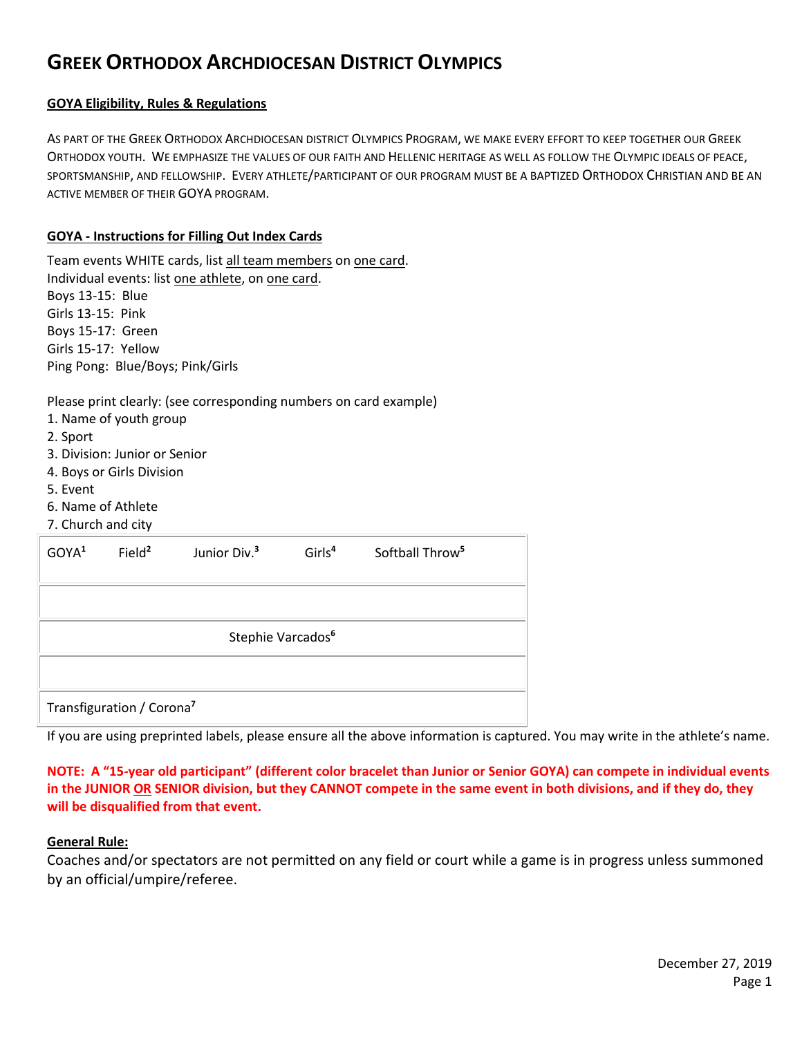# GREEK ORTHODOX ARCHDIOCESAN DISTRICT OLYMPICS

**GOYA Eligibility, Rules & Regulations**

AS PART OF THE GREEK ORTHODOX ARCHDIOCESAN DISTRICT OLYMPICS PROGRAM, WE MAKE EVERY EFFORT TO KEEP TOGETHER OUR GREEK ORTHODOX YOUTH. WE EMPHASIZE THE VALUES OF OUR FAITH AND HELLENIC HERITAGE AS WELL AS FOLLOW THE OLYMPIC IDEALS OF PEACE, SPORTSMANSHIP, AND FELLOWSHIP. EVERY ATHLETE/PARTICIPANT OF OUR PROGRAM MUST BE A BAPTIZED ORTHODOX CHRISTIAN AND BE AN ACTIVE MEMBER OF THEIR GOYA PROGRAM.

**GOYA - Instructions for Filling Out Index Cards**

Team events WHITE cards, list all team members on one card.
Individual events: list one athlete, on one card.
Boys 13-15: Blue
Girls 13-15: Pink
Boys 15-17: Green
Girls 15-17: Yellow
Ping Pong: Blue/Boys; Pink/Girls

Please print clearly: (see corresponding numbers on card example)

1. Name of youth group
2. Sport
3. Division: Junior or Senior
4. Boys or Girls Division
5. Event
6. Name of Athlete
7. Church and city

| GOYA[1] Field[2] Junior Div.[3] Girls[4] Softball Throw[5] |
|---|
| |
| Stephie Varcados[6] |
| |
| Transfiguration / Corona[7] |

If you are using preprinted labels, please ensure all the above information is captured. You may write in the athlete's name.

**NOTE: A "15-year old participant" (different color bracelet than Junior or Senior GOYA) can compete in individual events in the JUNIOR OR SENIOR division, but they CANNOT compete in the same event in both divisions, and if they do, they will be disqualified from that event.**

**General Rule:**

Coaches and/or spectators are not permitted on any field or court while a game is in progress unless summoned by an official/umpire/referee.

December 27, 2019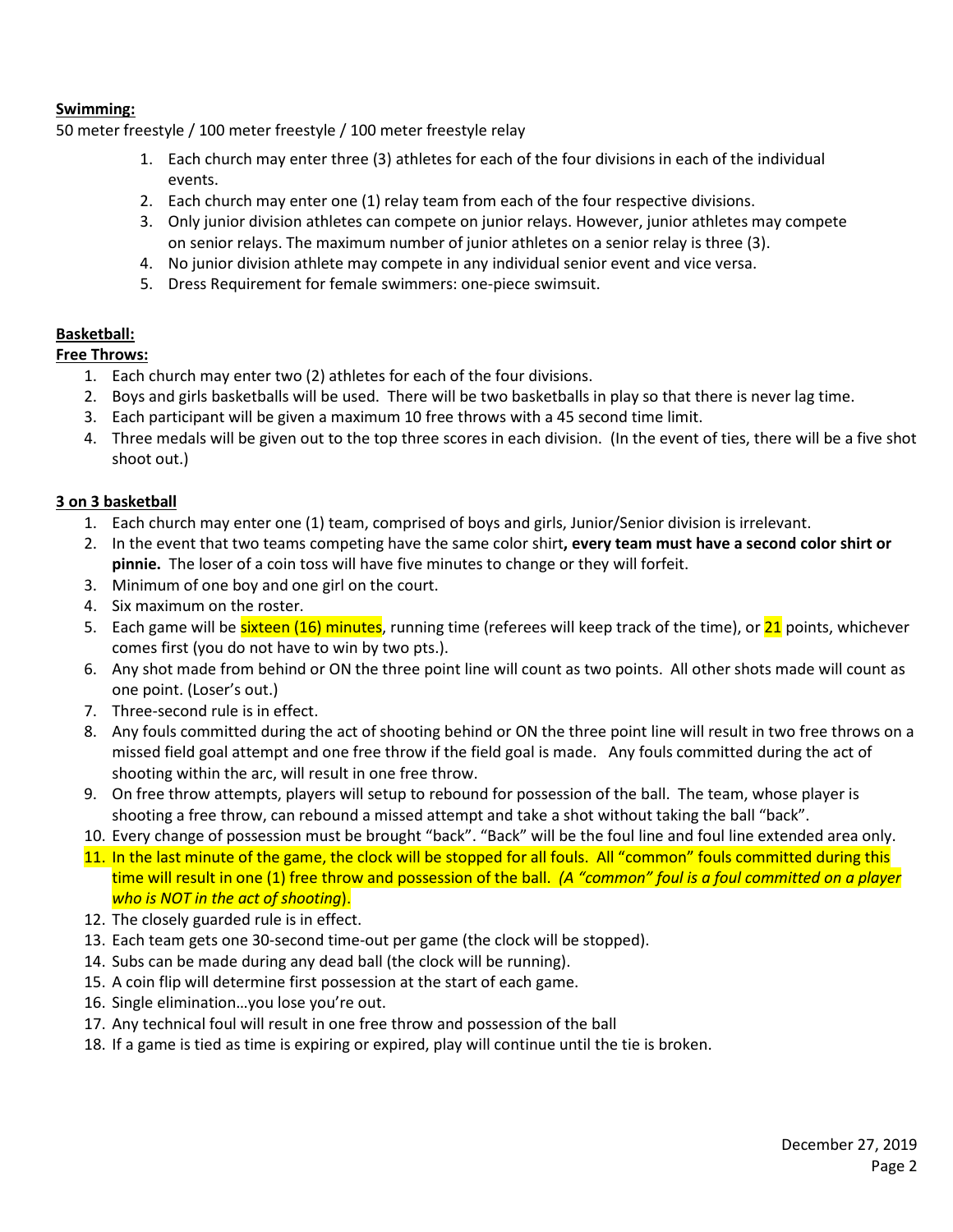**Swimming:**

50 meter freestyle / 100 meter freestyle / 100 meter freestyle relay

1. Each church may enter three (3) athletes for each of the four divisions in each of the individual events.
2. Each church may enter one (1) relay team from each of the four respective divisions.
3. Only junior division athletes can compete on junior relays. However, junior athletes may compete on senior relays. The maximum number of junior athletes on a senior relay is three (3).
4. No junior division athlete may compete in any individual senior event and vice versa.
5. Dress Requirement for female swimmers: one-piece swimsuit.

**Basketball:**

**Free Throws:**

1. Each church may enter two (2) athletes for each of the four divisions.
2. Boys and girls basketballs will be used. There will be two basketballs in play so that there is never lag time.
3. Each participant will be given a maximum 10 free throws with a 45 second time limit.
4. Three medals will be given out to the top three scores in each division. (In the event of ties, there will be a five shot shoot out.)

**3 on 3 basketball**

1. Each church may enter one (1) team, comprised of boys and girls, Junior/Senior division is irrelevant.
2. In the event that two teams competing have the same color shirt**, every team must have a second color shirt or pinnie.** The loser of a coin toss will have five minutes to change or they will forfeit.
3. Minimum of one boy and one girl on the court.
4. Six maximum on the roster.
5. Each game will be sixteen (16) minutes, running time (referees will keep track of the time), or 21 points, whichever comes first (you do not have to win by two pts.).
6. Any shot made from behind or ON the three point line will count as two points. All other shots made will count as one point. (Loser's out.)
7. Three-second rule is in effect.
8. Any fouls committed during the act of shooting behind or ON the three point line will result in two free throws on a missed field goal attempt and one free throw if the field goal is made. Any fouls committed during the act of shooting within the arc, will result in one free throw.
9. On free throw attempts, players will setup to rebound for possession of the ball. The team, whose player is shooting a free throw, can rebound a missed attempt and take a shot without taking the ball "back".
10. Every change of possession must be brought "back". "Back" will be the foul line and foul line extended area only.
11. In the last minute of the game, the clock will be stopped for all fouls. All "common" fouls committed during this time will result in one (1) free throw and possession of the ball. *(A "common" foul is a foul committed on a player who is NOT in the act of shooting*).
12. The closely guarded rule is in effect.
13. Each team gets one 30-second time-out per game (the clock will be stopped).
14. Subs can be made during any dead ball (the clock will be running).
15. A coin flip will determine first possession at the start of each game.
16. Single elimination…you lose you're out.
17. Any technical foul will result in one free throw and possession of the ball
18. If a game is tied as time is expiring or expired, play will continue until the tie is broken.

December 27, 2019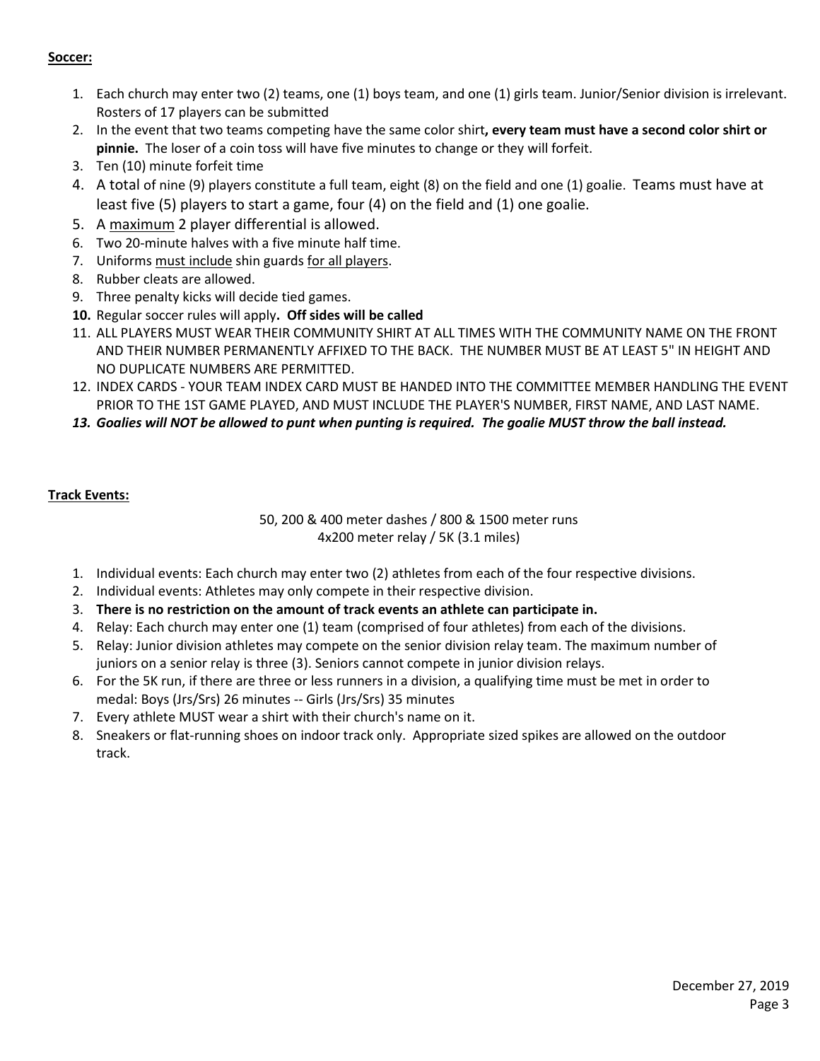**Soccer:**

1. Each church may enter two (2) teams, one (1) boys team, and one (1) girls team. Junior/Senior division is irrelevant. Rosters of 17 players can be submitted
2. In the event that two teams competing have the same color shirt**, every team must have a second color shirt or pinnie.** The loser of a coin toss will have five minutes to change or they will forfeit.
3. Ten (10) minute forfeit time
4. A total of nine (9) players constitute a full team, eight (8) on the field and one (1) goalie. Teams must have at least five (5) players to start a game, four (4) on the field and (1) one goalie.
5. A maximum 2 player differential is allowed.
6. Two 20-minute halves with a five minute half time.
7. Uniforms must include shin guards for all players.
8. Rubber cleats are allowed.
9. Three penalty kicks will decide tied games.
10. Regular soccer rules will apply**. Off sides will be called**
11. ALL PLAYERS MUST WEAR THEIR COMMUNITY SHIRT AT ALL TIMES WITH THE COMMUNITY NAME ON THE FRONT AND THEIR NUMBER PERMANENTLY AFFIXED TO THE BACK. THE NUMBER MUST BE AT LEAST 5" IN HEIGHT AND NO DUPLICATE NUMBERS ARE PERMITTED.
12. INDEX CARDS - YOUR TEAM INDEX CARD MUST BE HANDED INTO THE COMMITTEE MEMBER HANDLING THE EVENT PRIOR TO THE 1ST GAME PLAYED, AND MUST INCLUDE THE PLAYER'S NUMBER, FIRST NAME, AND LAST NAME.
13. ***Goalies will NOT be allowed to punt when punting is required. The goalie MUST throw the ball instead.***

**Track Events:**

50, 200 & 400 meter dashes / 800 & 1500 meter runs
4x200 meter relay / 5K (3.1 miles)

1. Individual events: Each church may enter two (2) athletes from each of the four respective divisions.
2. Individual events: Athletes may only compete in their respective division.
3. **There is no restriction on the amount of track events an athlete can participate in.**
4. Relay: Each church may enter one (1) team (comprised of four athletes) from each of the divisions.
5. Relay: Junior division athletes may compete on the senior division relay team. The maximum number of juniors on a senior relay is three (3). Seniors cannot compete in junior division relays.
6. For the 5K run, if there are three or less runners in a division, a qualifying time must be met in order to medal: Boys (Jrs/Srs) 26 minutes -- Girls (Jrs/Srs) 35 minutes
7. Every athlete MUST wear a shirt with their church's name on it.
8. Sneakers or flat-running shoes on indoor track only. Appropriate sized spikes are allowed on the outdoor track.

December 27, 2019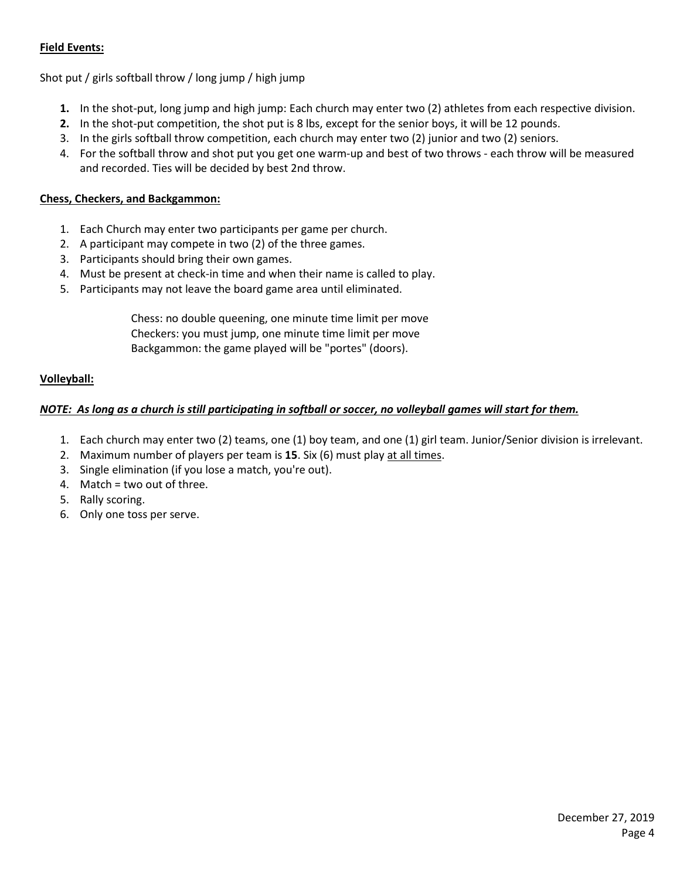**Field Events:**

Shot put / girls softball throw / long jump / high jump

1. In the shot-put, long jump and high jump: Each church may enter two (2) athletes from each respective division.
2. In the shot-put competition, the shot put is 8 lbs, except for the senior boys, it will be 12 pounds.
3. In the girls softball throw competition, each church may enter two (2) junior and two (2) seniors.
4. For the softball throw and shot put you get one warm-up and best of two throws - each throw will be measured and recorded. Ties will be decided by best 2nd throw.

**Chess, Checkers, and Backgammon:**

1. Each Church may enter two participants per game per church.
2. A participant may compete in two (2) of the three games.
3. Participants should bring their own games.
4. Must be present at check-in time and when their name is called to play.
5. Participants may not leave the board game area until eliminated.

Chess: no double queening, one minute time limit per move
Checkers: you must jump, one minute time limit per move
Backgammon: the game played will be "portes" (doors).

**Volleyball:**

***NOTE: As long as a church is still participating in softball or soccer, no volleyball games will start for them.***

1. Each church may enter two (2) teams, one (1) boy team, and one (1) girl team. Junior/Senior division is irrelevant.
2. Maximum number of players per team is **15**. Six (6) must play at all times.
3. Single elimination (if you lose a match, you're out).
4. Match = two out of three.
5. Rally scoring.
6. Only one toss per serve.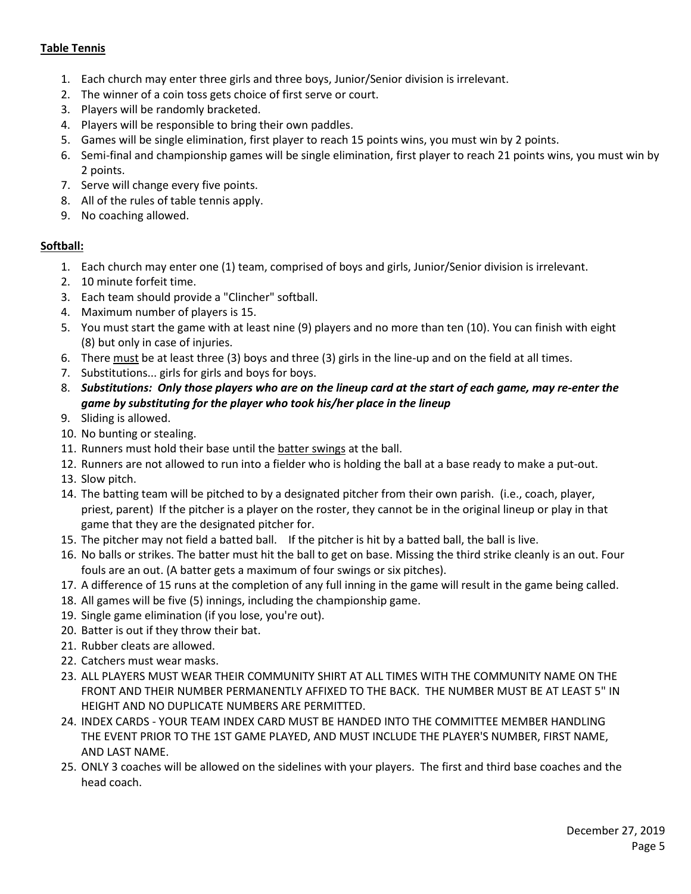**Table Tennis**

1. Each church may enter three girls and three boys, Junior/Senior division is irrelevant.
2. The winner of a coin toss gets choice of first serve or court.
3. Players will be randomly bracketed.
4. Players will be responsible to bring their own paddles.
5. Games will be single elimination, first player to reach 15 points wins, you must win by 2 points.
6. Semi-final and championship games will be single elimination, first player to reach 21 points wins, you must win by 2 points.
7. Serve will change every five points.
8. All of the rules of table tennis apply.
9. No coaching allowed.

**Softball:**

1. Each church may enter one (1) team, comprised of boys and girls, Junior/Senior division is irrelevant.
2. 10 minute forfeit time.
3. Each team should provide a "Clincher" softball.
4. Maximum number of players is 15.
5. You must start the game with at least nine (9) players and no more than ten (10). You can finish with eight (8) but only in case of injuries.
6. There must be at least three (3) boys and three (3) girls in the line-up and on the field at all times.
7. Substitutions... girls for girls and boys for boys.
8. ***Substitutions: Only those players who are on the lineup card at the start of each game, may re-enter the game by substituting for the player who took his/her place in the lineup***
9. Sliding is allowed.
10. No bunting or stealing.
11. Runners must hold their base until the batter swings at the ball.
12. Runners are not allowed to run into a fielder who is holding the ball at a base ready to make a put-out.
13. Slow pitch.
14. The batting team will be pitched to by a designated pitcher from their own parish. (i.e., coach, player, priest, parent) If the pitcher is a player on the roster, they cannot be in the original lineup or play in that game that they are the designated pitcher for.
15. The pitcher may not field a batted ball. If the pitcher is hit by a batted ball, the ball is live.
16. No balls or strikes. The batter must hit the ball to get on base. Missing the third strike cleanly is an out. Four fouls are an out. (A batter gets a maximum of four swings or six pitches).
17. A difference of 15 runs at the completion of any full inning in the game will result in the game being called.
18. All games will be five (5) innings, including the championship game.
19. Single game elimination (if you lose, you're out).
20. Batter is out if they throw their bat.
21. Rubber cleats are allowed.
22. Catchers must wear masks.
23. ALL PLAYERS MUST WEAR THEIR COMMUNITY SHIRT AT ALL TIMES WITH THE COMMUNITY NAME ON THE FRONT AND THEIR NUMBER PERMANENTLY AFFIXED TO THE BACK. THE NUMBER MUST BE AT LEAST 5" IN HEIGHT AND NO DUPLICATE NUMBERS ARE PERMITTED.
24. INDEX CARDS - YOUR TEAM INDEX CARD MUST BE HANDED INTO THE COMMITTEE MEMBER HANDLING THE EVENT PRIOR TO THE 1ST GAME PLAYED, AND MUST INCLUDE THE PLAYER'S NUMBER, FIRST NAME, AND LAST NAME.
25. ONLY 3 coaches will be allowed on the sidelines with your players. The first and third base coaches and the head coach.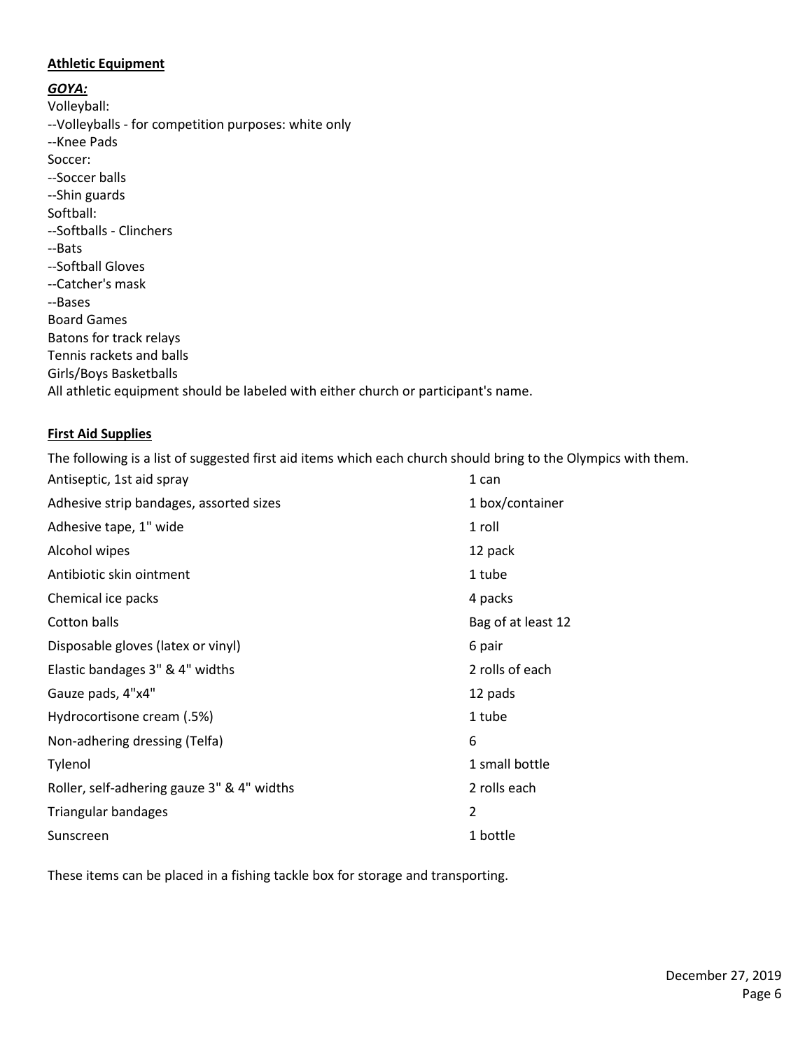**Athletic Equipment**

***GOYA:***

Volleyball:
--Volleyballs - for competition purposes: white only
--Knee Pads
Soccer:
--Soccer balls
--Shin guards
Softball:
--Softballs - Clinchers
--Bats
--Softball Gloves
--Catcher's mask
--Bases
Board Games
Batons for track relays
Tennis rackets and balls
Girls/Boys Basketballs
All athletic equipment should be labeled with either church or participant's name.

**First Aid Supplies**

The following is a list of suggested first aid items which each church should bring to the Olympics with them.

| | |
|---|---|
| Antiseptic, 1st aid spray | 1 can |
| Adhesive strip bandages, assorted sizes | 1 box/container |
| Adhesive tape, 1" wide | 1 roll |
| Alcohol wipes | 12 pack |
| Antibiotic skin ointment | 1 tube |
| Chemical ice packs | 4 packs |
| Cotton balls | Bag of at least 12 |
| Disposable gloves (latex or vinyl) | 6 pair |
| Elastic bandages 3" & 4" widths | 2 rolls of each |
| Gauze pads, 4"x4" | 12 pads |
| Hydrocortisone cream (.5%) | 1 tube |
| Non-adhering dressing (Telfa) | 6 |
| Tylenol | 1 small bottle |
| Roller, self-adhering gauze 3" & 4" widths | 2 rolls each |
| Triangular bandages | 2 |
| Sunscreen | 1 bottle |

These items can be placed in a fishing tackle box for storage and transporting.

December 27, 2019